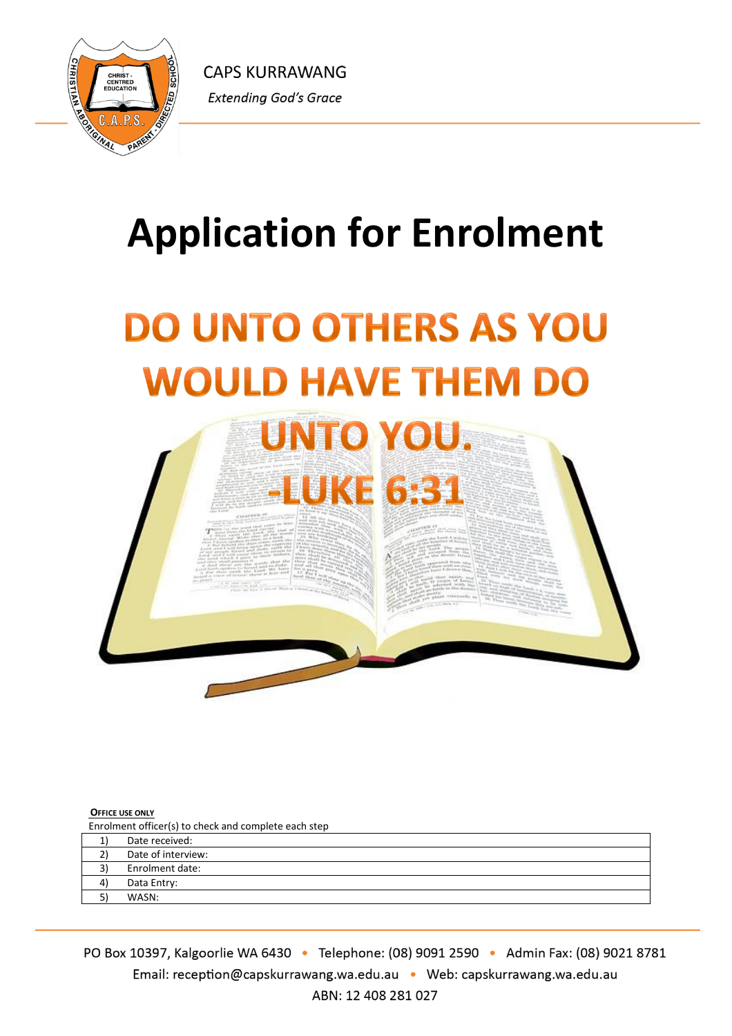CAPS KURRAWANG

*Extending God's Grace*

# Application for Enrolment

## DO UNTO OTHERS AS YOU WOULD HAVE THEM DO UNTO YOU. -LUKE 6:31

**OFFICE USE ONLY**

Enrolment officer(s) to check and complete each step

| | |
|---|---|
| 1) | Date received: |
| 2) | Date of interview: |
| 3) | Enrolment date: |
| 4) | Data Entry: |
| 5) | WASN: |

PO Box 10397, Kalgoorlie WA 6430 • Telephone: (08) 9091 2590 • Admin Fax: (08) 9021 8781

Email: reception@capskurrawang.wa.edu.au • Web: capskurrawang.wa.edu.au

ABN: 12 408 281 027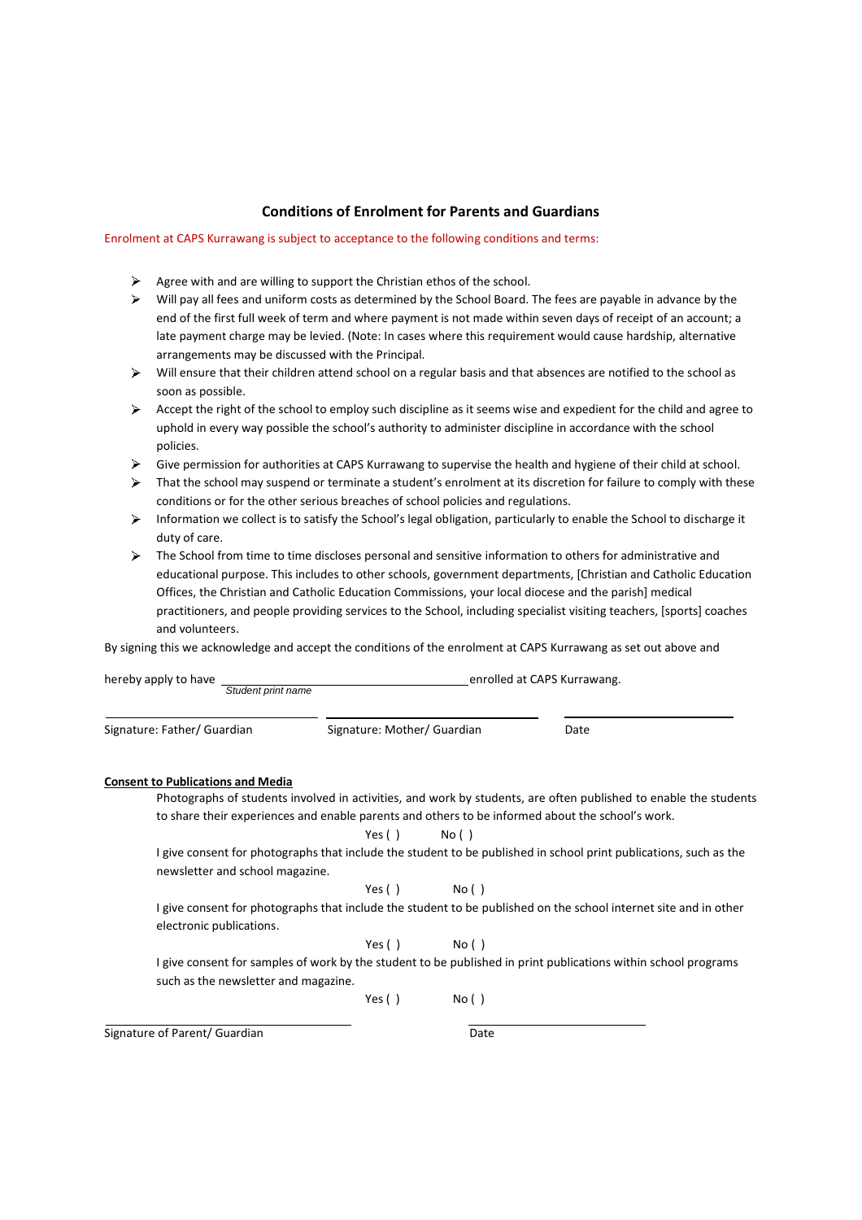## Conditions of Enrolment for Parents and Guardians

Enrolment at CAPS Kurrawang is subject to acceptance to the following conditions and terms:

- Agree with and are willing to support the Christian ethos of the school.
- Will pay all fees and uniform costs as determined by the School Board. The fees are payable in advance by the end of the first full week of term and where payment is not made within seven days of receipt of an account; a late payment charge may be levied. (Note: In cases where this requirement would cause hardship, alternative arrangements may be discussed with the Principal.
- Will ensure that their children attend school on a regular basis and that absences are notified to the school as soon as possible.
- Accept the right of the school to employ such discipline as it seems wise and expedient for the child and agree to uphold in every way possible the school's authority to administer discipline in accordance with the school policies.
- Give permission for authorities at CAPS Kurrawang to supervise the health and hygiene of their child at school.
- That the school may suspend or terminate a student's enrolment at its discretion for failure to comply with these conditions or for the other serious breaches of school policies and regulations.
- Information we collect is to satisfy the School's legal obligation, particularly to enable the School to discharge it duty of care.
- The School from time to time discloses personal and sensitive information to others for administrative and educational purpose. This includes to other schools, government departments, [Christian and Catholic Education Offices, the Christian and Catholic Education Commissions, your local diocese and the parish] medical practitioners, and people providing services to the School, including specialist visiting teachers, [sports] coaches and volunteers.

By signing this we acknowledge and accept the conditions of the enrolment at CAPS Kurrawang as set out above and

hereby apply to have ______________________________ enrolled at CAPS Kurrawang.
*Student print name*

______________________________ ______________________________ ______________________________
Signature: Father/ Guardian Signature: Mother/ Guardian Date

**Consent to Publications and Media**

Photographs of students involved in activities, and work by students, are often published to enable the students to share their experiences and enable parents and others to be informed about the school's work.

Yes ( ) No ( )

I give consent for photographs that include the student to be published in school print publications, such as the newsletter and school magazine.

Yes ( ) No ( )

I give consent for photographs that include the student to be published on the school internet site and in other electronic publications.

Yes ( ) No ( )

I give consent for samples of work by the student to be published in print publications within school programs such as the newsletter and magazine.

Yes ( ) No ( )

______________________________ ______________________________
Signature of Parent/ Guardian Date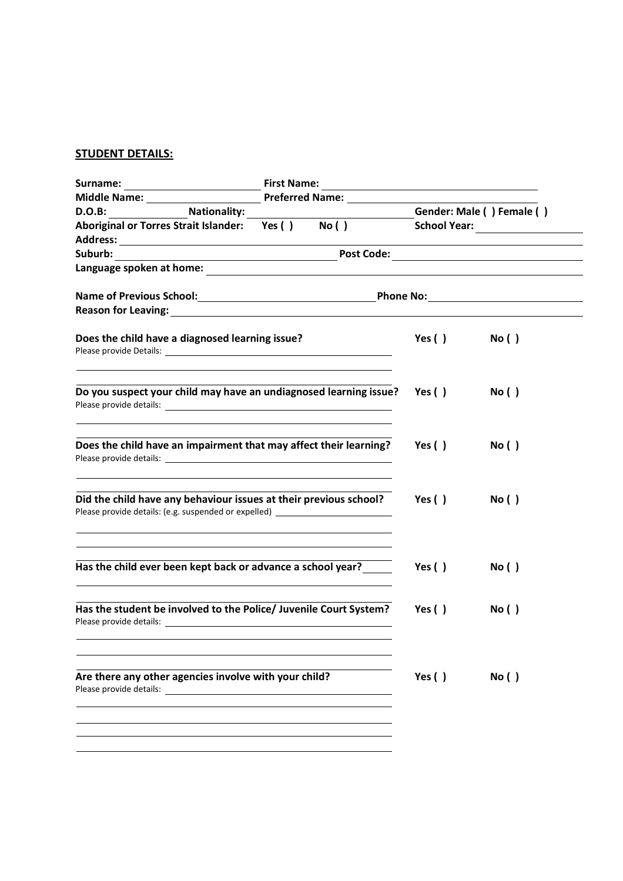## STUDENT DETAILS:

**Surname:** ______________________ **First Name:** ____________________________________

**Middle Name:** ____________________ **Preferred Name:** ______________________________

**D.O.B:** ____________ **Nationality:** ______________________________ **Gender: Male ( ) Female ( )**

**Aboriginal or Torres Strait Islander: Yes ( ) No ( )** **School Year:** __________________

**Address:** ____________________________________________________________________

**Suburb:** ______________________________________ **Post Code:** ______________________

**Language spoken at home:** ______________________________________________________

**Name of Previous School:** ______________________________ **Phone No:** ____________________

**Reason for Leaving:** ____________________________________________________________

**Does the child have a diagnosed learning issue?** **Yes ( ) No ( )**

Please provide Details: ________________________________________________

________________________________________________________________

**Do you suspect your child may have an undiagnosed learning issue?** **Yes ( ) No ( )**

Please provide details: ________________________________________________

________________________________________________________________

**Does the child have an impairment that may affect their learning?** **Yes ( ) No ( )**

Please provide details: ________________________________________________

________________________________________________________________

**Did the child have any behaviour issues at their previous school?** **Yes ( ) No ( )**

Please provide details: (e.g. suspended or expelled) ____________________

________________________________________________________________

________________________________________________________________

**Has the child ever been kept back or advance a school year?** ______ **Yes ( ) No ( )**

________________________________________________________________

**Has the student be involved to the Police/ Juvenile Court System?** **Yes ( ) No ( )**

Please provide details: ________________________________________________

________________________________________________________________

________________________________________________________________

**Are there any other agencies involve with your child?** **Yes ( ) No ( )**

Please provide details: ________________________________________________

________________________________________________________________

________________________________________________________________

________________________________________________________________

________________________________________________________________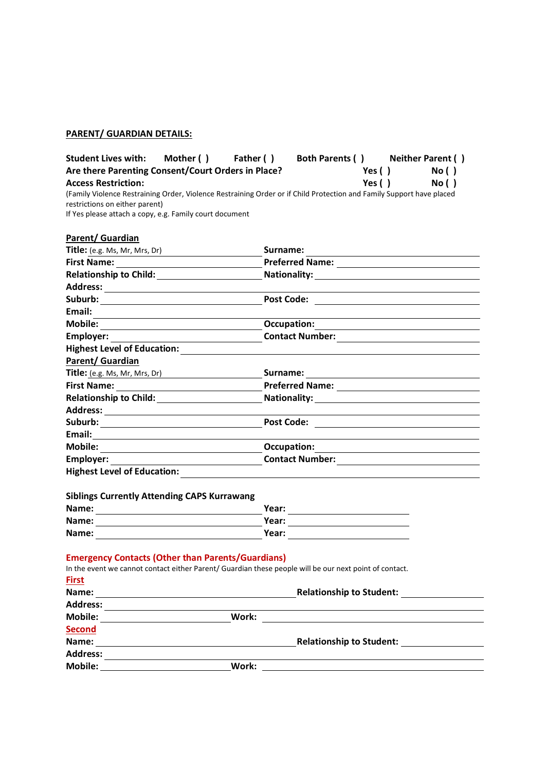**PARENT/ GUARDIAN DETAILS:**

**Student Lives with:** **Mother ( )** **Father ( )** **Both Parents ( )** **Neither Parent ( )**

**Are there Parenting Consent/Court Orders in Place?** **Yes ( )** **No ( )**

**Access Restriction:** **Yes ( )** **No ( )**

(Family Violence Restraining Order, Violence Restraining Order or if Child Protection and Family Support have placed restrictions on either parent)

If Yes please attach a copy, e.g. Family court document

**Parent/ Guardian**

**Title:** (e.g. Ms, Mr, Mrs, Dr) ______________ **Surname:** ______________

**First Name:** ______________ **Preferred Name:** ______________

**Relationship to Child:** ______________ **Nationality:** ______________

**Address:** ______________

**Suburb:** ______________ **Post Code:** ______________

**Email:** ______________

**Mobile:** ______________ **Occupation:** ______________

**Employer:** ______________ **Contact Number:** ______________

**Highest Level of Education:** ______________

**Parent/ Guardian**

**Title:** (e.g. Ms, Mr, Mrs, Dr) ______________ **Surname:** ______________

**First Name:** ______________ **Preferred Name:** ______________

**Relationship to Child:** ______________ **Nationality:** ______________

**Address:** ______________

**Suburb:** ______________ **Post Code:** ______________

**Email:** ______________

**Mobile:** ______________ **Occupation:** ______________

**Employer:** ______________ **Contact Number:** ______________

**Highest Level of Education:** ______________

**Siblings Currently Attending CAPS Kurrawang**

**Name:** ______________ **Year:** ______________

**Name:** ______________ **Year:** ______________

**Name:** ______________ **Year:** ______________

**Emergency Contacts (Other than Parents/Guardians)**

In the event we cannot contact either Parent/ Guardian these people will be our next point of contact.

**First**

**Name:** ______________ **Relationship to Student:** ______________

**Address:** ______________

**Mobile:** ______________ **Work:** ______________

**Second**

**Name:** ______________ **Relationship to Student:** ______________

**Address:** ______________

**Mobile:** ______________ **Work:** ______________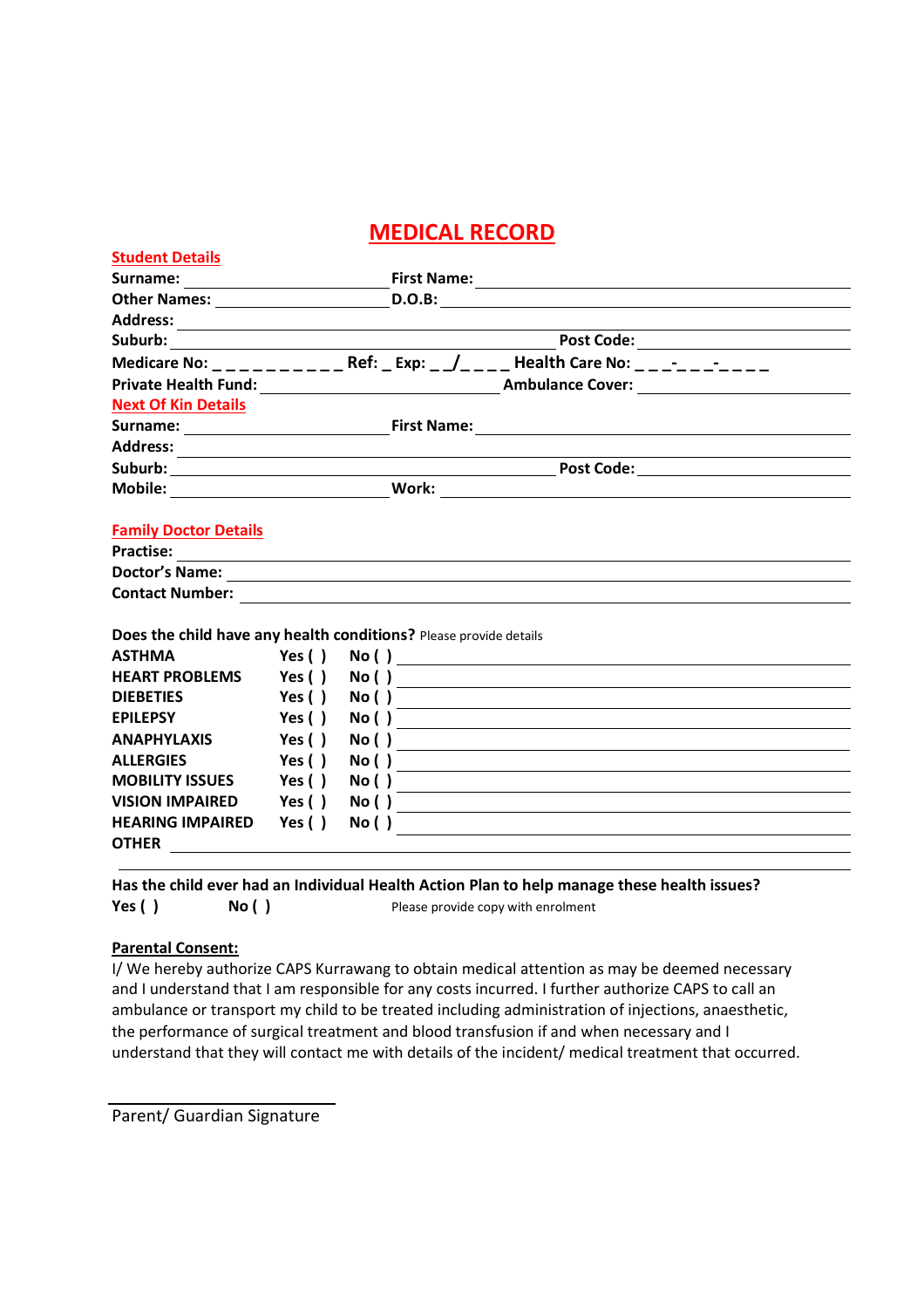# MEDICAL RECORD

**Student Details**

**Surname:** ____________________ **First Name:** ____________________

**Other Names:** ____________________ **D.O.B:** ____________________

**Address:** ________________________________________

**Suburb:** ____________________ **Post Code:** ____________________

**Medicare No:** _ _ _ _ _ _ _ _ _ _ **Ref:** _ **Exp:** _ _/_ _ _ _ **Health Care No:** _ _ _-_ _ _-_ _ _ _

**Private Health Fund:** ____________________ **Ambulance Cover:** ____________________

**Next Of Kin Details**

**Surname:** ____________________ **First Name:** ____________________

**Address:** ________________________________________

**Suburb:** ____________________ **Post Code:** ____________________

**Mobile:** ____________________ **Work:** ____________________

**Family Doctor Details**

**Practise:** ________________________________________

**Doctor's Name:** ________________________________________

**Contact Number:** ________________________________________

**Does the child have any health conditions?** Please provide details

| | | | |
|---|---|---|---|
| **ASTHMA** | **Yes ( )** | **No ( )** | ____________________ |
| **HEART PROBLEMS** | **Yes ( )** | **No ( )** | ____________________ |
| **DIEBETIES** | **Yes ( )** | **No ( )** | ____________________ |
| **EPILEPSY** | **Yes ( )** | **No ( )** | ____________________ |
| **ANAPHYLAXIS** | **Yes ( )** | **No ( )** | ____________________ |
| **ALLERGIES** | **Yes ( )** | **No ( )** | ____________________ |
| **MOBILITY ISSUES** | **Yes ( )** | **No ( )** | ____________________ |
| **VISION IMPAIRED** | **Yes ( )** | **No ( )** | ____________________ |
| **HEARING IMPAIRED** | **Yes ( )** | **No ( )** | ____________________ |

**OTHER** ________________________________________

________________________________________

**Has the child ever had an Individual Health Action Plan to help manage these health issues?**

**Yes ( )** **No ( )** Please provide copy with enrolment

**Parental Consent:**

I/ We hereby authorize CAPS Kurrawang to obtain medical attention as may be deemed necessary and I understand that I am responsible for any costs incurred. I further authorize CAPS to call an ambulance or transport my child to be treated including administration of injections, anaesthetic, the performance of surgical treatment and blood transfusion if and when necessary and I understand that they will contact me with details of the incident/ medical treatment that occurred.

____________________

Parent/ Guardian Signature